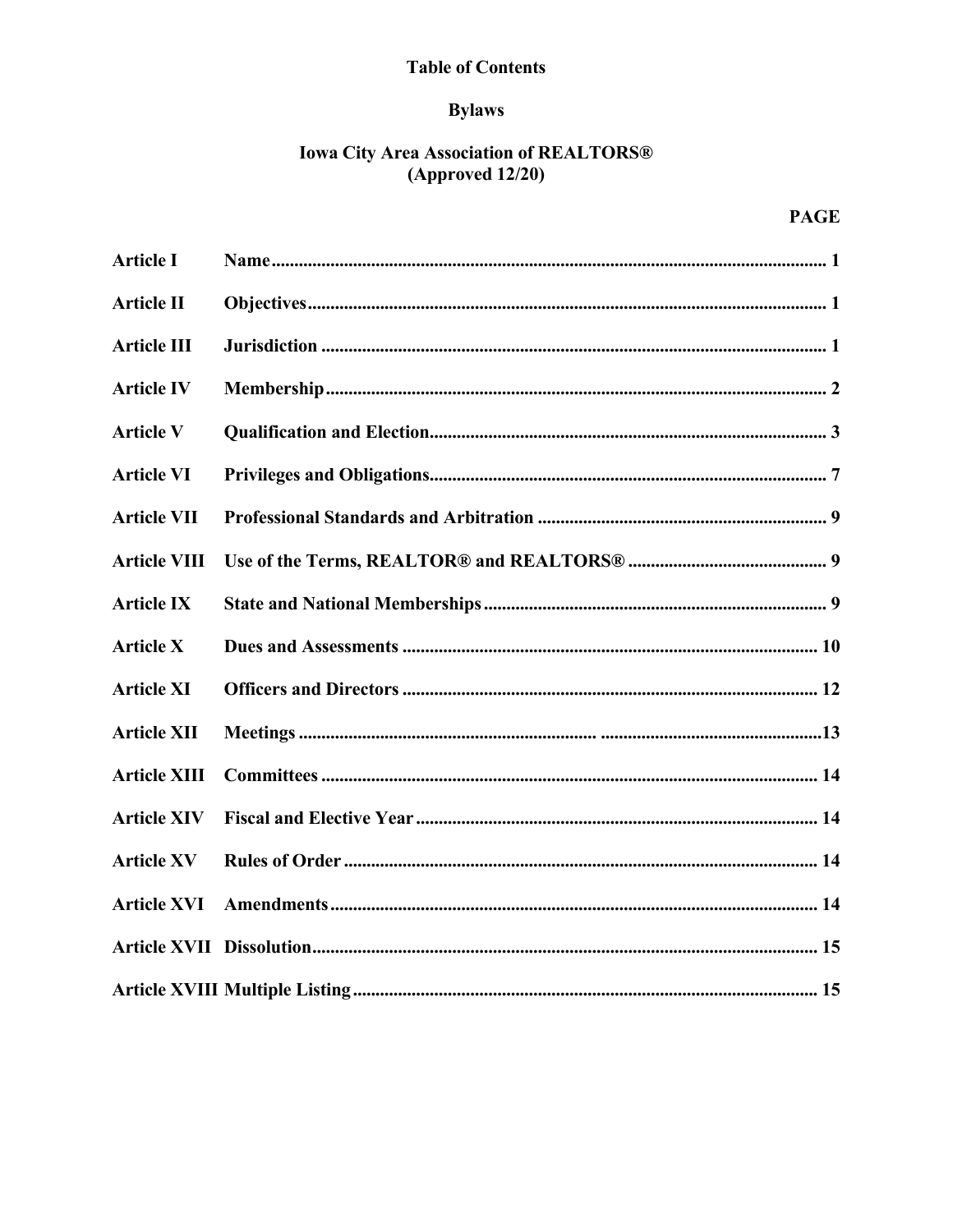# Table of Contents

## Bylaws

## Iowa City Area Association of REALTORS®
## (Approved 12/20)

| | | PAGE |
|---|---|---|
| Article I | Name | 1 |
| Article II | Objectives | 1 |
| Article III | Jurisdiction | 1 |
| Article IV | Membership | 2 |
| Article V | Qualification and Election | 3 |
| Article VI | Privileges and Obligations | 7 |
| Article VII | Professional Standards and Arbitration | 9 |
| Article VIII | Use of the Terms, REALTOR® and REALTORS® | 9 |
| Article IX | State and National Memberships | 9 |
| Article X | Dues and Assessments | 10 |
| Article XI | Officers and Directors | 12 |
| Article XII | Meetings | 13 |
| Article XIII | Committees | 14 |
| Article XIV | Fiscal and Elective Year | 14 |
| Article XV | Rules of Order | 14 |
| Article XVI | Amendments | 14 |
| Article XVII | Dissolution | 15 |
| Article XVIII | Multiple Listing | 15 |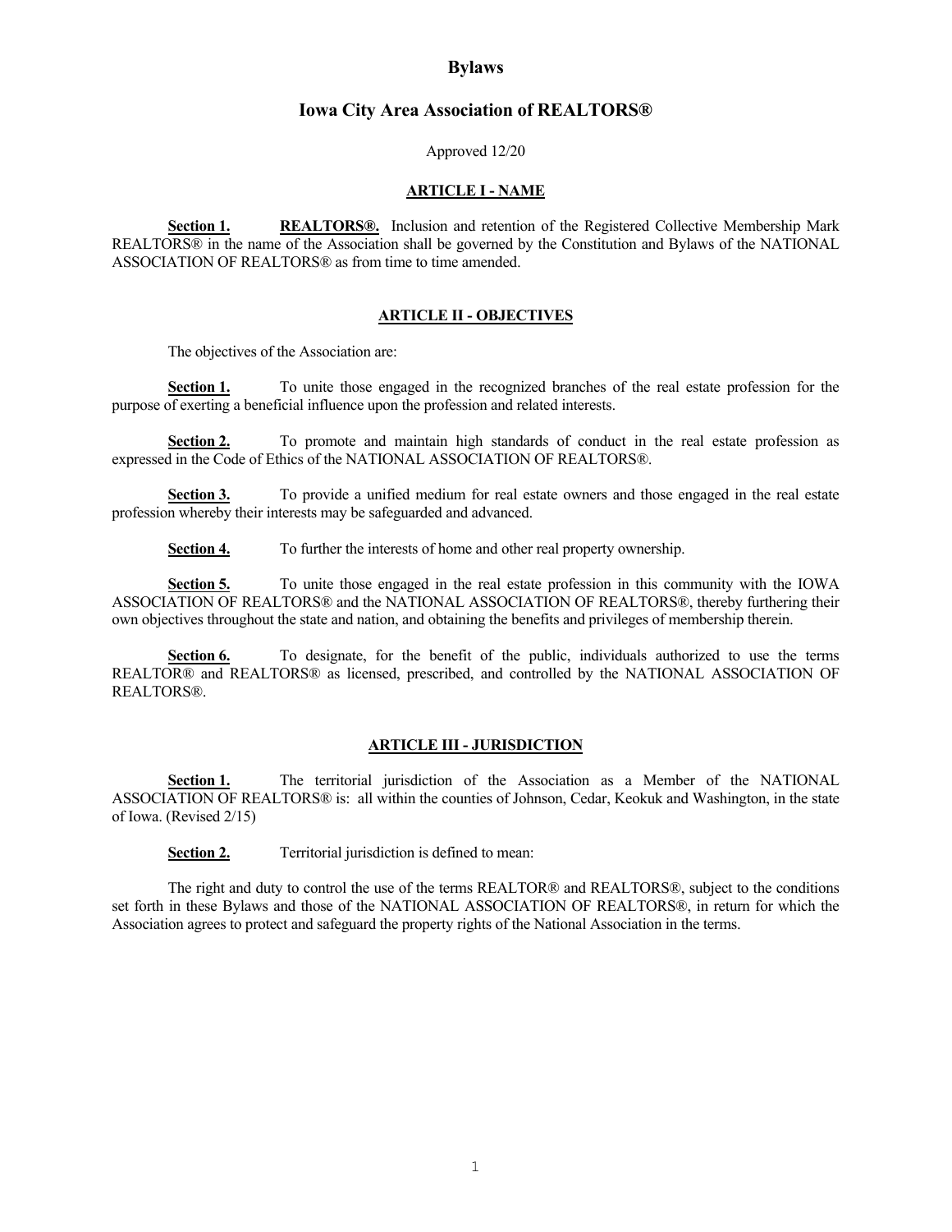# Bylaws

## Iowa City Area Association of REALTORS®

Approved 12/20

### ARTICLE I - NAME

**Section 1.** **REALTORS®.** Inclusion and retention of the Registered Collective Membership Mark REALTORS® in the name of the Association shall be governed by the Constitution and Bylaws of the NATIONAL ASSOCIATION OF REALTORS® as from time to time amended.

### ARTICLE II - OBJECTIVES

The objectives of the Association are:

**Section 1.** To unite those engaged in the recognized branches of the real estate profession for the purpose of exerting a beneficial influence upon the profession and related interests.

**Section 2.** To promote and maintain high standards of conduct in the real estate profession as expressed in the Code of Ethics of the NATIONAL ASSOCIATION OF REALTORS®.

**Section 3.** To provide a unified medium for real estate owners and those engaged in the real estate profession whereby their interests may be safeguarded and advanced.

**Section 4.** To further the interests of home and other real property ownership.

**Section 5.** To unite those engaged in the real estate profession in this community with the IOWA ASSOCIATION OF REALTORS® and the NATIONAL ASSOCIATION OF REALTORS®, thereby furthering their own objectives throughout the state and nation, and obtaining the benefits and privileges of membership therein.

**Section 6.** To designate, for the benefit of the public, individuals authorized to use the terms REALTOR® and REALTORS® as licensed, prescribed, and controlled by the NATIONAL ASSOCIATION OF REALTORS®.

### ARTICLE III - JURISDICTION

**Section 1.** The territorial jurisdiction of the Association as a Member of the NATIONAL ASSOCIATION OF REALTORS® is: all within the counties of Johnson, Cedar, Keokuk and Washington, in the state of Iowa. (Revised 2/15)

**Section 2.** Territorial jurisdiction is defined to mean:

The right and duty to control the use of the terms REALTOR® and REALTORS®, subject to the conditions set forth in these Bylaws and those of the NATIONAL ASSOCIATION OF REALTORS®, in return for which the Association agrees to protect and safeguard the property rights of the National Association in the terms.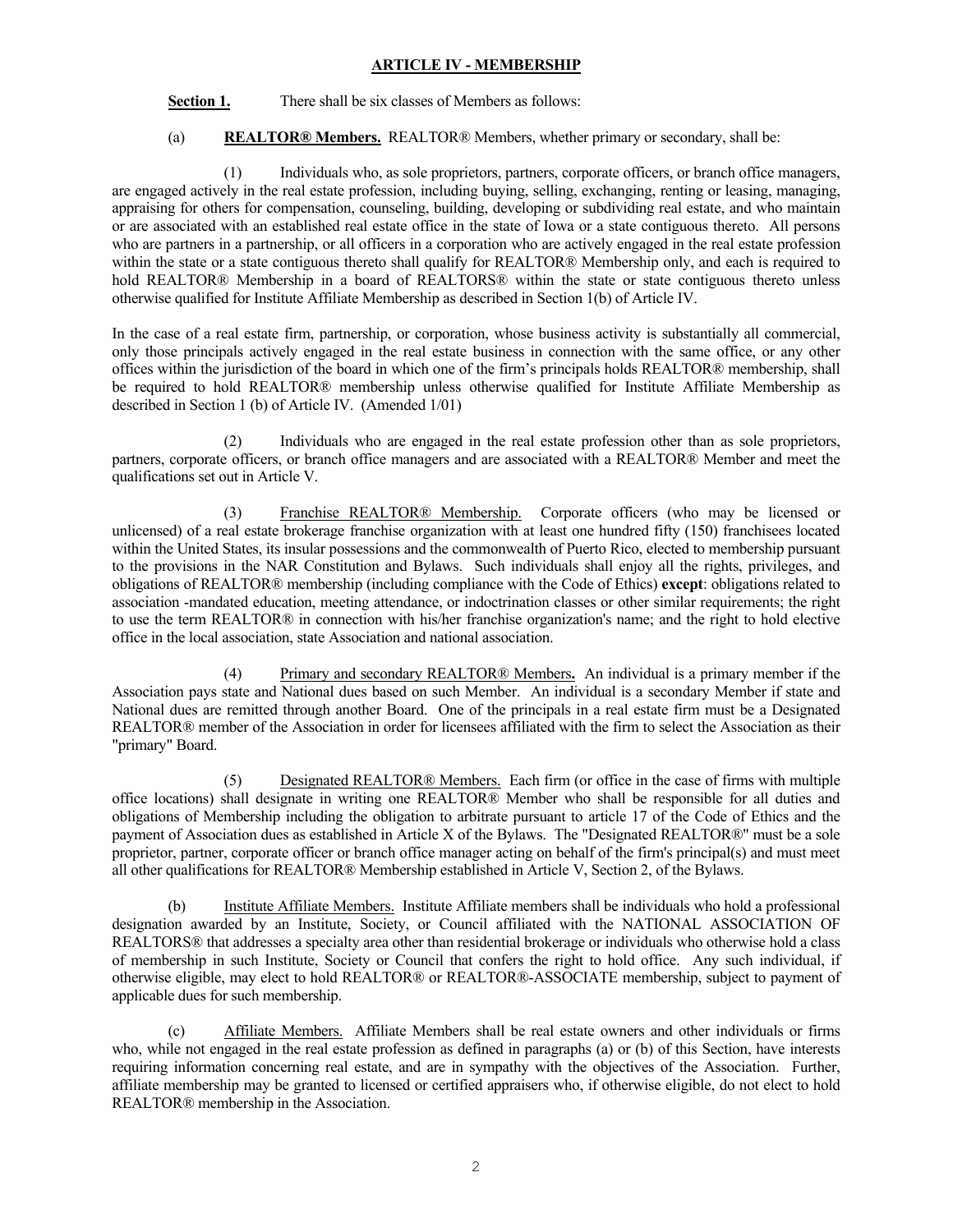## ARTICLE IV - MEMBERSHIP

**Section 1.** There shall be six classes of Members as follows:

(a) **REALTOR® Members.** REALTOR® Members, whether primary or secondary, shall be:

(1) Individuals who, as sole proprietors, partners, corporate officers, or branch office managers, are engaged actively in the real estate profession, including buying, selling, exchanging, renting or leasing, managing, appraising for others for compensation, counseling, building, developing or subdividing real estate, and who maintain or are associated with an established real estate office in the state of Iowa or a state contiguous thereto. All persons who are partners in a partnership, or all officers in a corporation who are actively engaged in the real estate profession within the state or a state contiguous thereto shall qualify for REALTOR® Membership only, and each is required to hold REALTOR® Membership in a board of REALTORS® within the state or state contiguous thereto unless otherwise qualified for Institute Affiliate Membership as described in Section 1(b) of Article IV.

In the case of a real estate firm, partnership, or corporation, whose business activity is substantially all commercial, only those principals actively engaged in the real estate business in connection with the same office, or any other offices within the jurisdiction of the board in which one of the firm's principals holds REALTOR® membership, shall be required to hold REALTOR® membership unless otherwise qualified for Institute Affiliate Membership as described in Section 1 (b) of Article IV. (Amended 1/01)

(2) Individuals who are engaged in the real estate profession other than as sole proprietors, partners, corporate officers, or branch office managers and are associated with a REALTOR® Member and meet the qualifications set out in Article V.

(3) Franchise REALTOR® Membership. Corporate officers (who may be licensed or unlicensed) of a real estate brokerage franchise organization with at least one hundred fifty (150) franchisees located within the United States, its insular possessions and the commonwealth of Puerto Rico, elected to membership pursuant to the provisions in the NAR Constitution and Bylaws. Such individuals shall enjoy all the rights, privileges, and obligations of REALTOR® membership (including compliance with the Code of Ethics) **except**: obligations related to association -mandated education, meeting attendance, or indoctrination classes or other similar requirements; the right to use the term REALTOR® in connection with his/her franchise organization's name; and the right to hold elective office in the local association, state Association and national association.

(4) Primary and secondary REALTOR® Members**.** An individual is a primary member if the Association pays state and National dues based on such Member. An individual is a secondary Member if state and National dues are remitted through another Board. One of the principals in a real estate firm must be a Designated REALTOR® member of the Association in order for licensees affiliated with the firm to select the Association as their "primary" Board.

(5) Designated REALTOR® Members. Each firm (or office in the case of firms with multiple office locations) shall designate in writing one REALTOR® Member who shall be responsible for all duties and obligations of Membership including the obligation to arbitrate pursuant to article 17 of the Code of Ethics and the payment of Association dues as established in Article X of the Bylaws. The "Designated REALTOR®" must be a sole proprietor, partner, corporate officer or branch office manager acting on behalf of the firm's principal(s) and must meet all other qualifications for REALTOR® Membership established in Article V, Section 2, of the Bylaws.

(b) Institute Affiliate Members. Institute Affiliate members shall be individuals who hold a professional designation awarded by an Institute, Society, or Council affiliated with the NATIONAL ASSOCIATION OF REALTORS® that addresses a specialty area other than residential brokerage or individuals who otherwise hold a class of membership in such Institute, Society or Council that confers the right to hold office. Any such individual, if otherwise eligible, may elect to hold REALTOR® or REALTOR®-ASSOCIATE membership, subject to payment of applicable dues for such membership.

(c) Affiliate Members. Affiliate Members shall be real estate owners and other individuals or firms who, while not engaged in the real estate profession as defined in paragraphs (a) or (b) of this Section, have interests requiring information concerning real estate, and are in sympathy with the objectives of the Association. Further, affiliate membership may be granted to licensed or certified appraisers who, if otherwise eligible, do not elect to hold REALTOR® membership in the Association.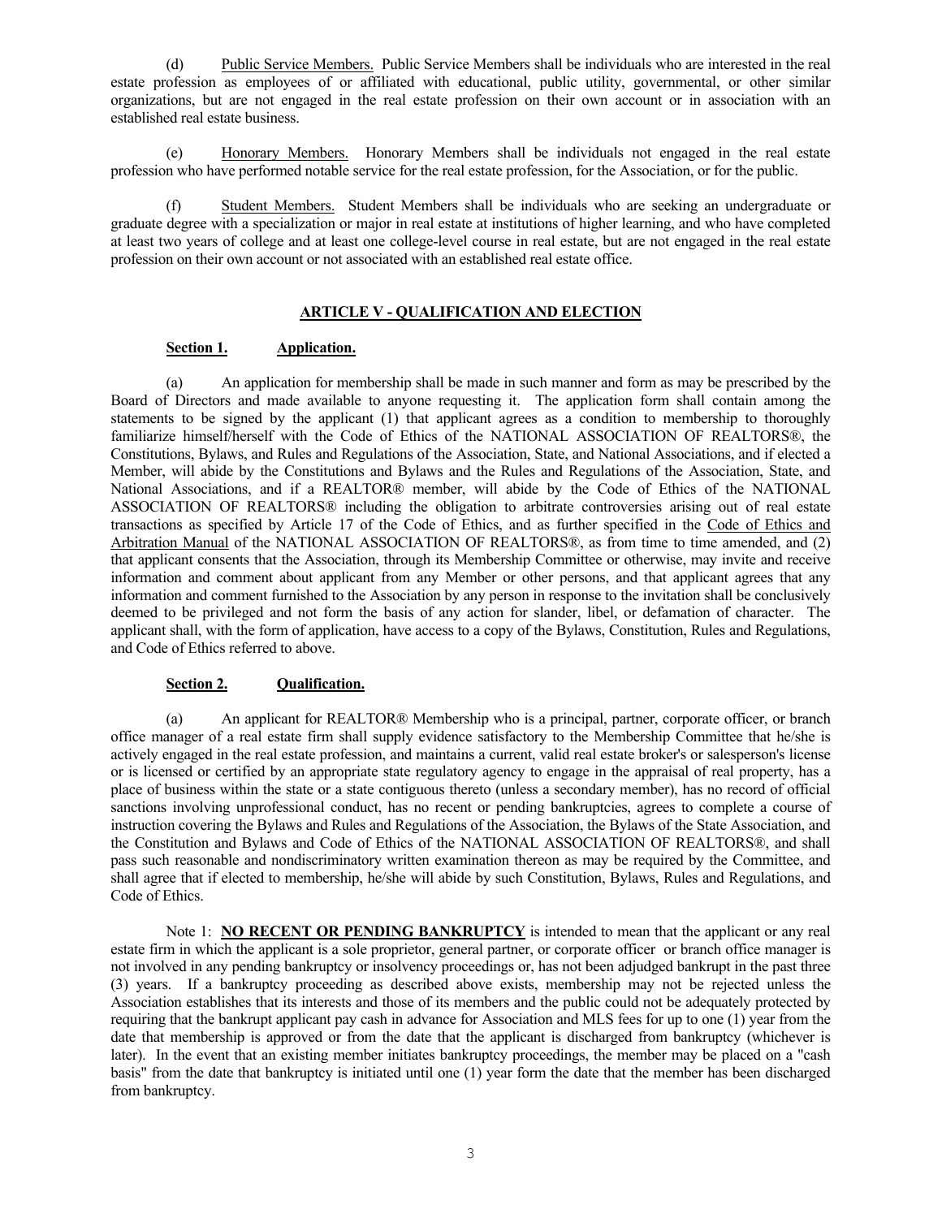(d) Public Service Members. Public Service Members shall be individuals who are interested in the real estate profession as employees of or affiliated with educational, public utility, governmental, or other similar organizations, but are not engaged in the real estate profession on their own account or in association with an established real estate business.

(e) Honorary Members. Honorary Members shall be individuals not engaged in the real estate profession who have performed notable service for the real estate profession, for the Association, or for the public.

(f) Student Members. Student Members shall be individuals who are seeking an undergraduate or graduate degree with a specialization or major in real estate at institutions of higher learning, and who have completed at least two years of college and at least one college-level course in real estate, but are not engaged in the real estate profession on their own account or not associated with an established real estate office.

## ARTICLE V - QUALIFICATION AND ELECTION

**Section 1. Application.**

(a) An application for membership shall be made in such manner and form as may be prescribed by the Board of Directors and made available to anyone requesting it. The application form shall contain among the statements to be signed by the applicant (1) that applicant agrees as a condition to membership to thoroughly familiarize himself/herself with the Code of Ethics of the NATIONAL ASSOCIATION OF REALTORS®, the Constitutions, Bylaws, and Rules and Regulations of the Association, State, and National Associations, and if elected a Member, will abide by the Constitutions and Bylaws and the Rules and Regulations of the Association, State, and National Associations, and if a REALTOR® member, will abide by the Code of Ethics of the NATIONAL ASSOCIATION OF REALTORS® including the obligation to arbitrate controversies arising out of real estate transactions as specified by Article 17 of the Code of Ethics, and as further specified in the Code of Ethics and Arbitration Manual of the NATIONAL ASSOCIATION OF REALTORS®, as from time to time amended, and (2) that applicant consents that the Association, through its Membership Committee or otherwise, may invite and receive information and comment about applicant from any Member or other persons, and that applicant agrees that any information and comment furnished to the Association by any person in response to the invitation shall be conclusively deemed to be privileged and not form the basis of any action for slander, libel, or defamation of character. The applicant shall, with the form of application, have access to a copy of the Bylaws, Constitution, Rules and Regulations, and Code of Ethics referred to above.

**Section 2. Qualification.**

(a) An applicant for REALTOR® Membership who is a principal, partner, corporate officer, or branch office manager of a real estate firm shall supply evidence satisfactory to the Membership Committee that he/she is actively engaged in the real estate profession, and maintains a current, valid real estate broker's or salesperson's license or is licensed or certified by an appropriate state regulatory agency to engage in the appraisal of real property, has a place of business within the state or a state contiguous thereto (unless a secondary member), has no record of official sanctions involving unprofessional conduct, has no recent or pending bankruptcies, agrees to complete a course of instruction covering the Bylaws and Rules and Regulations of the Association, the Bylaws of the State Association, and the Constitution and Bylaws and Code of Ethics of the NATIONAL ASSOCIATION OF REALTORS®, and shall pass such reasonable and nondiscriminatory written examination thereon as may be required by the Committee, and shall agree that if elected to membership, he/she will abide by such Constitution, Bylaws, Rules and Regulations, and Code of Ethics.

Note 1: **NO RECENT OR PENDING BANKRUPTCY** is intended to mean that the applicant or any real estate firm in which the applicant is a sole proprietor, general partner, or corporate officer or branch office manager is not involved in any pending bankruptcy or insolvency proceedings or, has not been adjudged bankrupt in the past three (3) years. If a bankruptcy proceeding as described above exists, membership may not be rejected unless the Association establishes that its interests and those of its members and the public could not be adequately protected by requiring that the bankrupt applicant pay cash in advance for Association and MLS fees for up to one (1) year from the date that membership is approved or from the date that the applicant is discharged from bankruptcy (whichever is later). In the event that an existing member initiates bankruptcy proceedings, the member may be placed on a "cash basis" from the date that bankruptcy is initiated until one (1) year form the date that the member has been discharged from bankruptcy.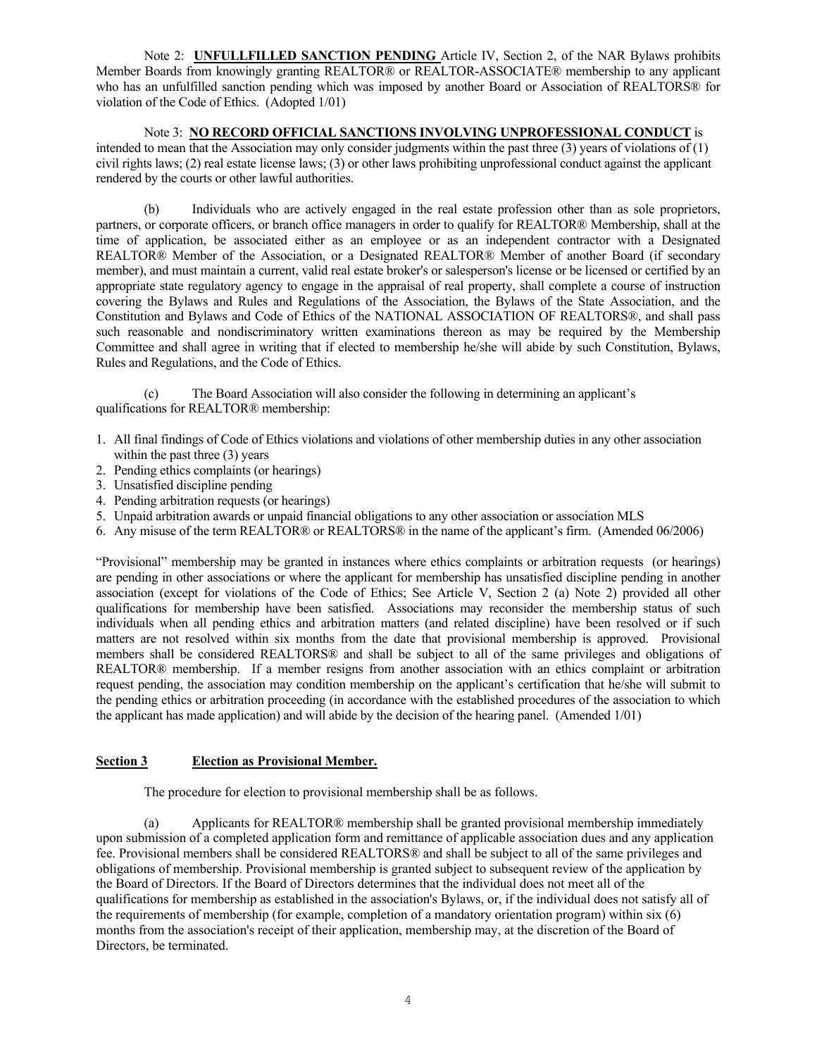Note 2: **UNFULLFILLED SANCTION PENDING** Article IV, Section 2, of the NAR Bylaws prohibits Member Boards from knowingly granting REALTOR® or REALTOR-ASSOCIATE® membership to any applicant who has an unfulfilled sanction pending which was imposed by another Board or Association of REALTORS® for violation of the Code of Ethics. (Adopted 1/01)

Note 3: **NO RECORD OFFICIAL SANCTIONS INVOLVING UNPROFESSIONAL CONDUCT** is intended to mean that the Association may only consider judgments within the past three (3) years of violations of (1) civil rights laws; (2) real estate license laws; (3) or other laws prohibiting unprofessional conduct against the applicant rendered by the courts or other lawful authorities.

(b) Individuals who are actively engaged in the real estate profession other than as sole proprietors, partners, or corporate officers, or branch office managers in order to qualify for REALTOR® Membership, shall at the time of application, be associated either as an employee or as an independent contractor with a Designated REALTOR® Member of the Association, or a Designated REALTOR® Member of another Board (if secondary member), and must maintain a current, valid real estate broker's or salesperson's license or be licensed or certified by an appropriate state regulatory agency to engage in the appraisal of real property, shall complete a course of instruction covering the Bylaws and Rules and Regulations of the Association, the Bylaws of the State Association, and the Constitution and Bylaws and Code of Ethics of the NATIONAL ASSOCIATION OF REALTORS®, and shall pass such reasonable and nondiscriminatory written examinations thereon as may be required by the Membership Committee and shall agree in writing that if elected to membership he/she will abide by such Constitution, Bylaws, Rules and Regulations, and the Code of Ethics.

(c) The Board Association will also consider the following in determining an applicant's qualifications for REALTOR® membership:

1. All final findings of Code of Ethics violations and violations of other membership duties in any other association within the past three (3) years
2. Pending ethics complaints (or hearings)
3. Unsatisfied discipline pending
4. Pending arbitration requests (or hearings)
5. Unpaid arbitration awards or unpaid financial obligations to any other association or association MLS
6. Any misuse of the term REALTOR® or REALTORS® in the name of the applicant's firm. (Amended 06/2006)

"Provisional" membership may be granted in instances where ethics complaints or arbitration requests (or hearings) are pending in other associations or where the applicant for membership has unsatisfied discipline pending in another association (except for violations of the Code of Ethics; See Article V, Section 2 (a) Note 2) provided all other qualifications for membership have been satisfied. Associations may reconsider the membership status of such individuals when all pending ethics and arbitration matters (and related discipline) have been resolved or if such matters are not resolved within six months from the date that provisional membership is approved. Provisional members shall be considered REALTORS® and shall be subject to all of the same privileges and obligations of REALTOR® membership. If a member resigns from another association with an ethics complaint or arbitration request pending, the association may condition membership on the applicant's certification that he/she will submit to the pending ethics or arbitration proceeding (in accordance with the established procedures of the association to which the applicant has made application) and will abide by the decision of the hearing panel. (Amended 1/01)

## Section 3 Election as Provisional Member.

The procedure for election to provisional membership shall be as follows.

(a) Applicants for REALTOR® membership shall be granted provisional membership immediately upon submission of a completed application form and remittance of applicable association dues and any application fee. Provisional members shall be considered REALTORS® and shall be subject to all of the same privileges and obligations of membership. Provisional membership is granted subject to subsequent review of the application by the Board of Directors. If the Board of Directors determines that the individual does not meet all of the qualifications for membership as established in the association's Bylaws, or, if the individual does not satisfy all of the requirements of membership (for example, completion of a mandatory orientation program) within six (6) months from the association's receipt of their application, membership may, at the discretion of the Board of Directors, be terminated.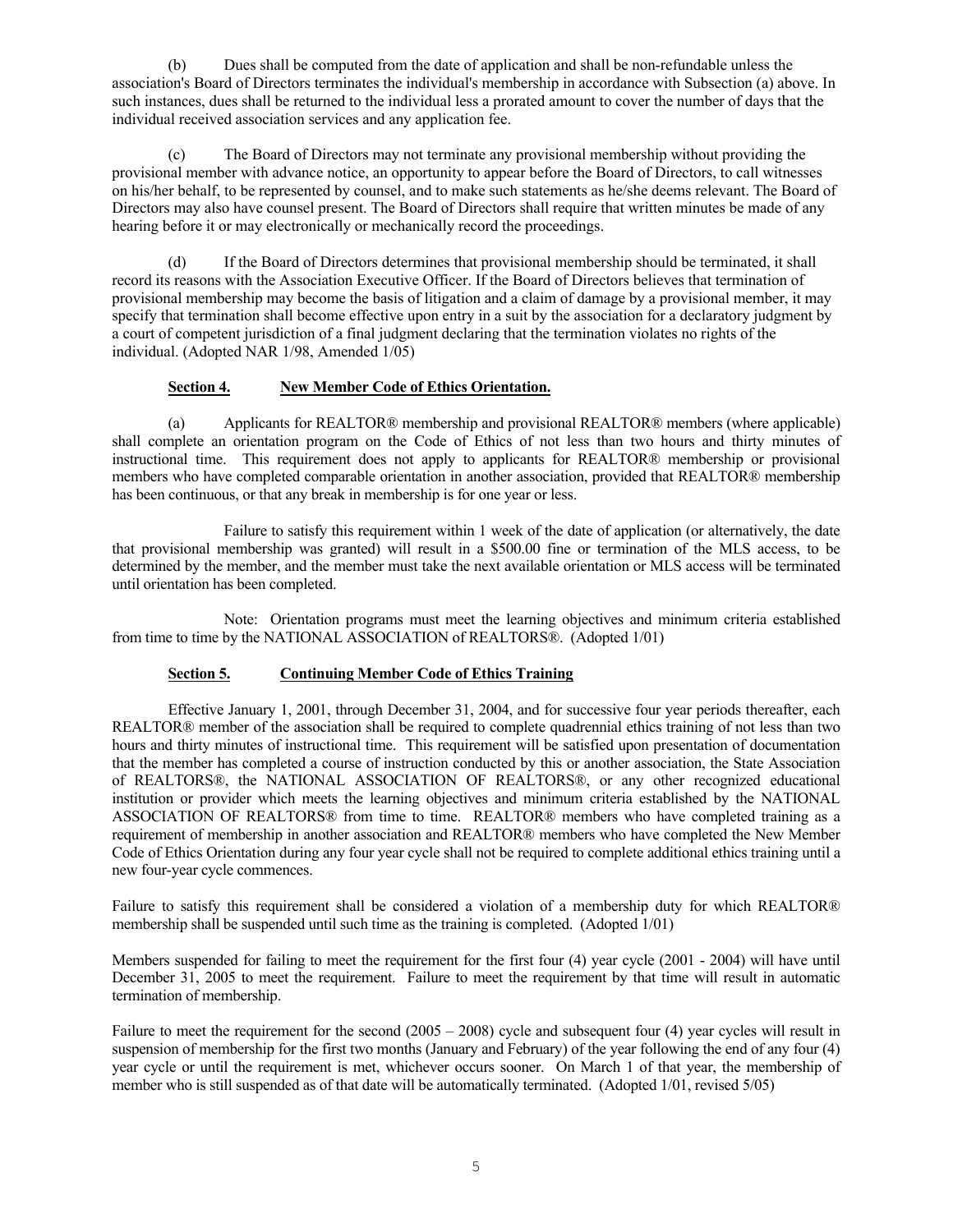(b) Dues shall be computed from the date of application and shall be non-refundable unless the association's Board of Directors terminates the individual's membership in accordance with Subsection (a) above. In such instances, dues shall be returned to the individual less a prorated amount to cover the number of days that the individual received association services and any application fee.

(c) The Board of Directors may not terminate any provisional membership without providing the provisional member with advance notice, an opportunity to appear before the Board of Directors, to call witnesses on his/her behalf, to be represented by counsel, and to make such statements as he/she deems relevant. The Board of Directors may also have counsel present. The Board of Directors shall require that written minutes be made of any hearing before it or may electronically or mechanically record the proceedings.

(d) If the Board of Directors determines that provisional membership should be terminated, it shall record its reasons with the Association Executive Officer. If the Board of Directors believes that termination of provisional membership may become the basis of litigation and a claim of damage by a provisional member, it may specify that termination shall become effective upon entry in a suit by the association for a declaratory judgment by a court of competent jurisdiction of a final judgment declaring that the termination violates no rights of the individual. (Adopted NAR 1/98, Amended 1/05)

**Section 4. New Member Code of Ethics Orientation.**

(a) Applicants for REALTOR® membership and provisional REALTOR® members (where applicable) shall complete an orientation program on the Code of Ethics of not less than two hours and thirty minutes of instructional time. This requirement does not apply to applicants for REALTOR® membership or provisional members who have completed comparable orientation in another association, provided that REALTOR® membership has been continuous, or that any break in membership is for one year or less.

Failure to satisfy this requirement within 1 week of the date of application (or alternatively, the date that provisional membership was granted) will result in a $500.00 fine or termination of the MLS access, to be determined by the member, and the member must take the next available orientation or MLS access will be terminated until orientation has been completed.

Note: Orientation programs must meet the learning objectives and minimum criteria established from time to time by the NATIONAL ASSOCIATION of REALTORS®. (Adopted 1/01)

**Section 5. Continuing Member Code of Ethics Training**

Effective January 1, 2001, through December 31, 2004, and for successive four year periods thereafter, each REALTOR® member of the association shall be required to complete quadrennial ethics training of not less than two hours and thirty minutes of instructional time. This requirement will be satisfied upon presentation of documentation that the member has completed a course of instruction conducted by this or another association, the State Association of REALTORS®, the NATIONAL ASSOCIATION OF REALTORS®, or any other recognized educational institution or provider which meets the learning objectives and minimum criteria established by the NATIONAL ASSOCIATION OF REALTORS® from time to time. REALTOR® members who have completed training as a requirement of membership in another association and REALTOR® members who have completed the New Member Code of Ethics Orientation during any four year cycle shall not be required to complete additional ethics training until a new four-year cycle commences.

Failure to satisfy this requirement shall be considered a violation of a membership duty for which REALTOR® membership shall be suspended until such time as the training is completed. (Adopted 1/01)

Members suspended for failing to meet the requirement for the first four (4) year cycle (2001 - 2004) will have until December 31, 2005 to meet the requirement. Failure to meet the requirement by that time will result in automatic termination of membership.

Failure to meet the requirement for the second (2005 – 2008) cycle and subsequent four (4) year cycles will result in suspension of membership for the first two months (January and February) of the year following the end of any four (4) year cycle or until the requirement is met, whichever occurs sooner. On March 1 of that year, the membership of member who is still suspended as of that date will be automatically terminated. (Adopted 1/01, revised 5/05)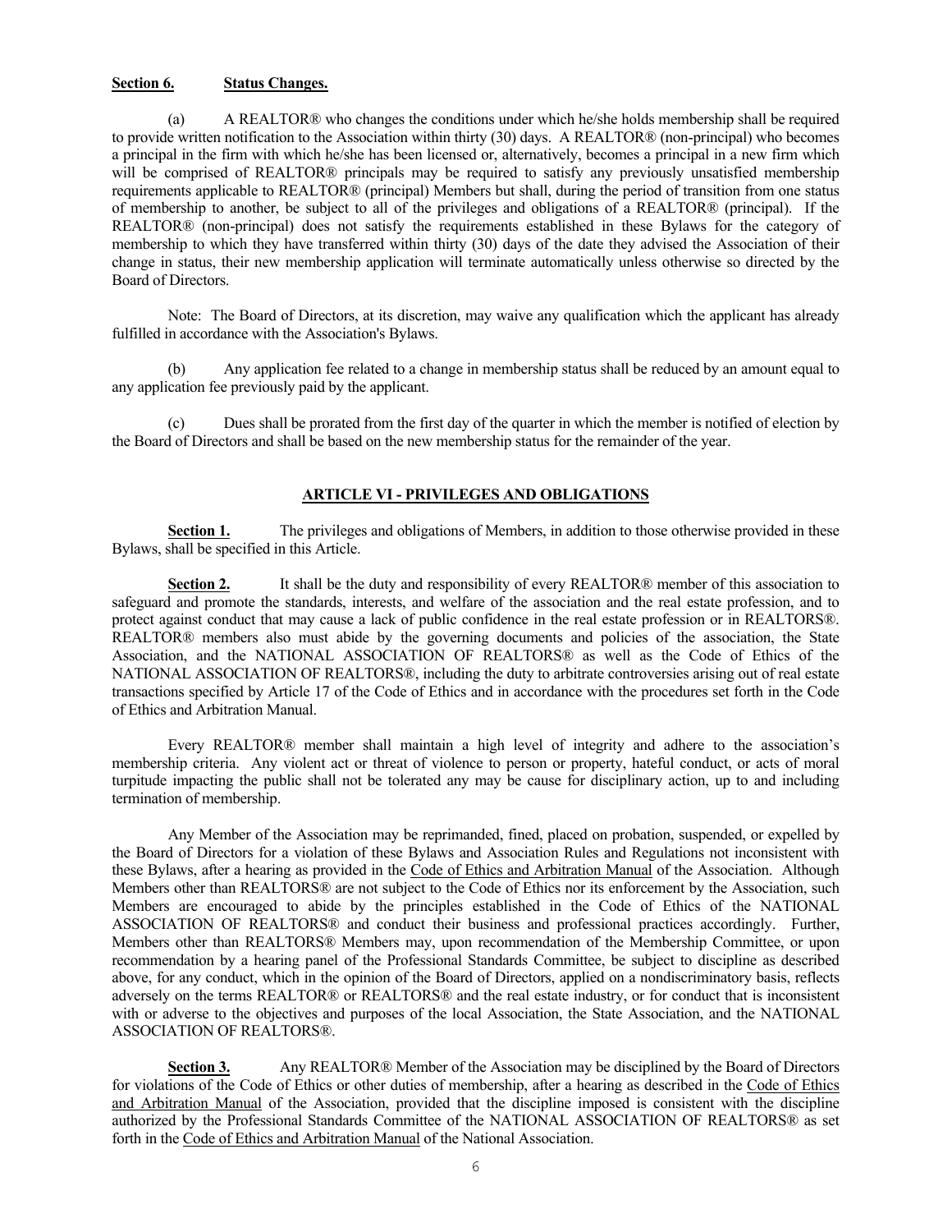**Section 6. Status Changes.**

(a) A REALTOR® who changes the conditions under which he/she holds membership shall be required to provide written notification to the Association within thirty (30) days. A REALTOR® (non-principal) who becomes a principal in the firm with which he/she has been licensed or, alternatively, becomes a principal in a new firm which will be comprised of REALTOR® principals may be required to satisfy any previously unsatisfied membership requirements applicable to REALTOR® (principal) Members but shall, during the period of transition from one status of membership to another, be subject to all of the privileges and obligations of a REALTOR® (principal). If the REALTOR® (non-principal) does not satisfy the requirements established in these Bylaws for the category of membership to which they have transferred within thirty (30) days of the date they advised the Association of their change in status, their new membership application will terminate automatically unless otherwise so directed by the Board of Directors.

Note: The Board of Directors, at its discretion, may waive any qualification which the applicant has already fulfilled in accordance with the Association's Bylaws.

(b) Any application fee related to a change in membership status shall be reduced by an amount equal to any application fee previously paid by the applicant.

(c) Dues shall be prorated from the first day of the quarter in which the member is notified of election by the Board of Directors and shall be based on the new membership status for the remainder of the year.

## ARTICLE VI - PRIVILEGES AND OBLIGATIONS

**Section 1.** The privileges and obligations of Members, in addition to those otherwise provided in these Bylaws, shall be specified in this Article.

**Section 2.** It shall be the duty and responsibility of every REALTOR® member of this association to safeguard and promote the standards, interests, and welfare of the association and the real estate profession, and to protect against conduct that may cause a lack of public confidence in the real estate profession or in REALTORS®. REALTOR® members also must abide by the governing documents and policies of the association, the State Association, and the NATIONAL ASSOCIATION OF REALTORS® as well as the Code of Ethics of the NATIONAL ASSOCIATION OF REALTORS®, including the duty to arbitrate controversies arising out of real estate transactions specified by Article 17 of the Code of Ethics and in accordance with the procedures set forth in the Code of Ethics and Arbitration Manual.

Every REALTOR® member shall maintain a high level of integrity and adhere to the association's membership criteria. Any violent act or threat of violence to person or property, hateful conduct, or acts of moral turpitude impacting the public shall not be tolerated any may be cause for disciplinary action, up to and including termination of membership.

Any Member of the Association may be reprimanded, fined, placed on probation, suspended, or expelled by the Board of Directors for a violation of these Bylaws and Association Rules and Regulations not inconsistent with these Bylaws, after a hearing as provided in the Code of Ethics and Arbitration Manual of the Association. Although Members other than REALTORS® are not subject to the Code of Ethics nor its enforcement by the Association, such Members are encouraged to abide by the principles established in the Code of Ethics of the NATIONAL ASSOCIATION OF REALTORS® and conduct their business and professional practices accordingly. Further, Members other than REALTORS® Members may, upon recommendation of the Membership Committee, or upon recommendation by a hearing panel of the Professional Standards Committee, be subject to discipline as described above, for any conduct, which in the opinion of the Board of Directors, applied on a nondiscriminatory basis, reflects adversely on the terms REALTOR® or REALTORS® and the real estate industry, or for conduct that is inconsistent with or adverse to the objectives and purposes of the local Association, the State Association, and the NATIONAL ASSOCIATION OF REALTORS®.

**Section 3.** Any REALTOR® Member of the Association may be disciplined by the Board of Directors for violations of the Code of Ethics or other duties of membership, after a hearing as described in the Code of Ethics and Arbitration Manual of the Association, provided that the discipline imposed is consistent with the discipline authorized by the Professional Standards Committee of the NATIONAL ASSOCIATION OF REALTORS® as set forth in the Code of Ethics and Arbitration Manual of the National Association.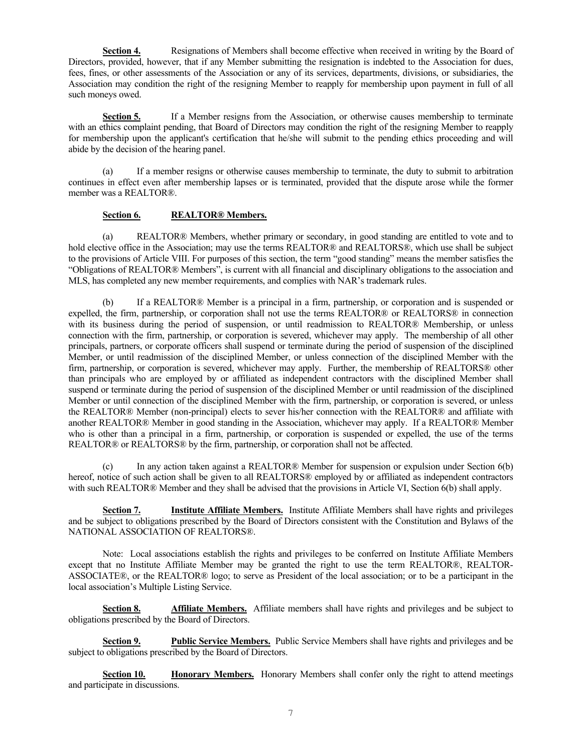**Section 4.** Resignations of Members shall become effective when received in writing by the Board of Directors, provided, however, that if any Member submitting the resignation is indebted to the Association for dues, fees, fines, or other assessments of the Association or any of its services, departments, divisions, or subsidiaries, the Association may condition the right of the resigning Member to reapply for membership upon payment in full of all such moneys owed.

**Section 5.** If a Member resigns from the Association, or otherwise causes membership to terminate with an ethics complaint pending, that Board of Directors may condition the right of the resigning Member to reapply for membership upon the applicant's certification that he/she will submit to the pending ethics proceeding and will abide by the decision of the hearing panel.

(a) If a member resigns or otherwise causes membership to terminate, the duty to submit to arbitration continues in effect even after membership lapses or is terminated, provided that the dispute arose while the former member was a REALTOR®.

**Section 6. REALTOR® Members.**

(a) REALTOR® Members, whether primary or secondary, in good standing are entitled to vote and to hold elective office in the Association; may use the terms REALTOR® and REALTORS®, which use shall be subject to the provisions of Article VIII. For purposes of this section, the term "good standing" means the member satisfies the "Obligations of REALTOR® Members", is current with all financial and disciplinary obligations to the association and MLS, has completed any new member requirements, and complies with NAR's trademark rules.

(b) If a REALTOR® Member is a principal in a firm, partnership, or corporation and is suspended or expelled, the firm, partnership, or corporation shall not use the terms REALTOR® or REALTORS® in connection with its business during the period of suspension, or until readmission to REALTOR® Membership, or unless connection with the firm, partnership, or corporation is severed, whichever may apply. The membership of all other principals, partners, or corporate officers shall suspend or terminate during the period of suspension of the disciplined Member, or until readmission of the disciplined Member, or unless connection of the disciplined Member with the firm, partnership, or corporation is severed, whichever may apply. Further, the membership of REALTORS® other than principals who are employed by or affiliated as independent contractors with the disciplined Member shall suspend or terminate during the period of suspension of the disciplined Member or until readmission of the disciplined Member or until connection of the disciplined Member with the firm, partnership, or corporation is severed, or unless the REALTOR® Member (non-principal) elects to sever his/her connection with the REALTOR® and affiliate with another REALTOR® Member in good standing in the Association, whichever may apply. If a REALTOR® Member who is other than a principal in a firm, partnership, or corporation is suspended or expelled, the use of the terms REALTOR® or REALTORS® by the firm, partnership, or corporation shall not be affected.

(c) In any action taken against a REALTOR® Member for suspension or expulsion under Section 6(b) hereof, notice of such action shall be given to all REALTORS® employed by or affiliated as independent contractors with such REALTOR® Member and they shall be advised that the provisions in Article VI, Section 6(b) shall apply.

**Section 7. Institute Affiliate Members.** Institute Affiliate Members shall have rights and privileges and be subject to obligations prescribed by the Board of Directors consistent with the Constitution and Bylaws of the NATIONAL ASSOCIATION OF REALTORS®.

Note: Local associations establish the rights and privileges to be conferred on Institute Affiliate Members except that no Institute Affiliate Member may be granted the right to use the term REALTOR®, REALTOR-ASSOCIATE®, or the REALTOR® logo; to serve as President of the local association; or to be a participant in the local association's Multiple Listing Service.

**Section 8. Affiliate Members.** Affiliate members shall have rights and privileges and be subject to obligations prescribed by the Board of Directors.

**Section 9. Public Service Members.** Public Service Members shall have rights and privileges and be subject to obligations prescribed by the Board of Directors.

**Section 10. Honorary Members.** Honorary Members shall confer only the right to attend meetings and participate in discussions.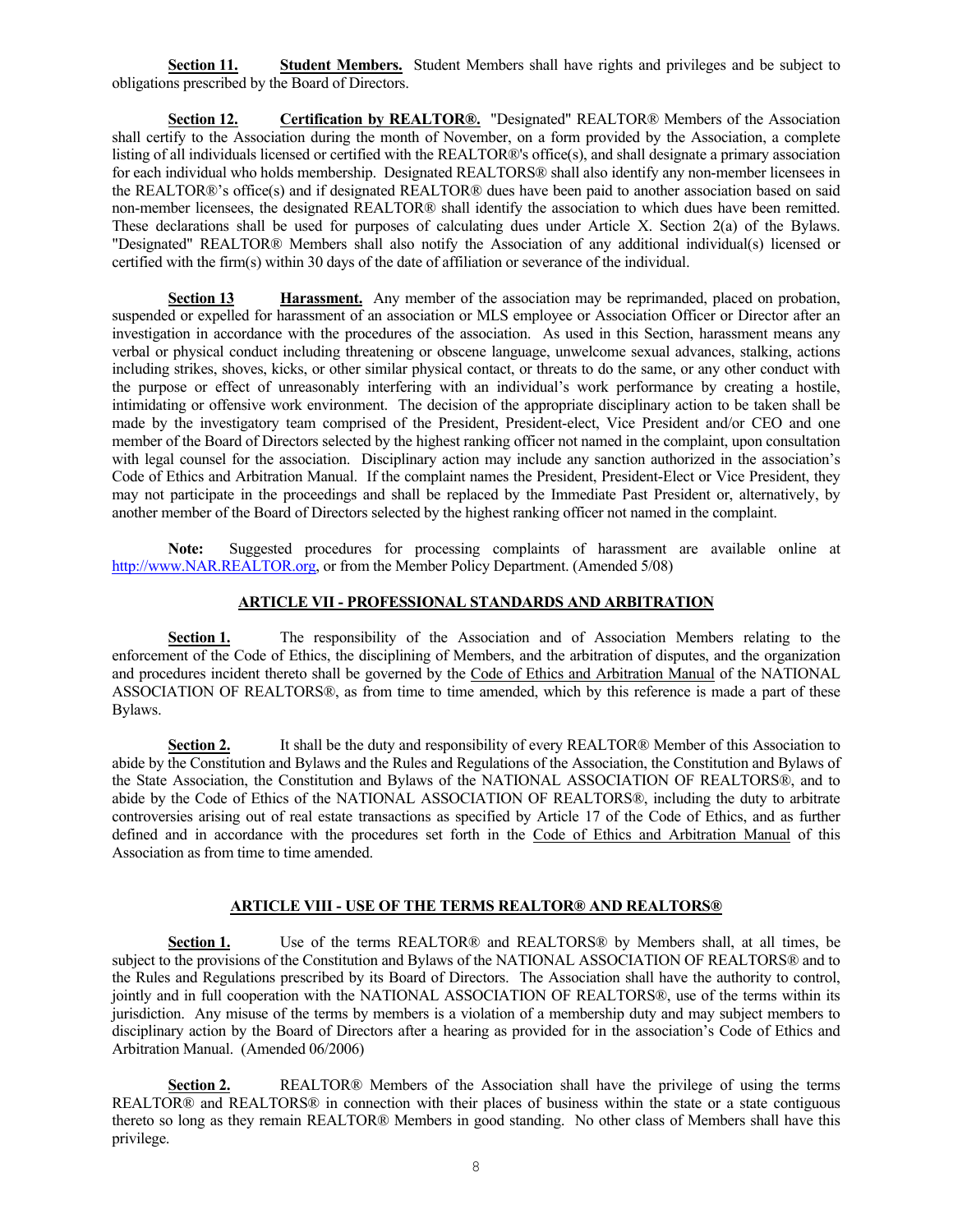**Section 11.** **Student Members.** Student Members shall have rights and privileges and be subject to obligations prescribed by the Board of Directors.

**Section 12.** **Certification by REALTOR®.** "Designated" REALTOR® Members of the Association shall certify to the Association during the month of November, on a form provided by the Association, a complete listing of all individuals licensed or certified with the REALTOR®'s office(s), and shall designate a primary association for each individual who holds membership. Designated REALTORS® shall also identify any non-member licensees in the REALTOR®'s office(s) and if designated REALTOR® dues have been paid to another association based on said non-member licensees, the designated REALTOR® shall identify the association to which dues have been remitted. These declarations shall be used for purposes of calculating dues under Article X. Section 2(a) of the Bylaws. "Designated" REALTOR® Members shall also notify the Association of any additional individual(s) licensed or certified with the firm(s) within 30 days of the date of affiliation or severance of the individual.

**Section 13** **Harassment.** Any member of the association may be reprimanded, placed on probation, suspended or expelled for harassment of an association or MLS employee or Association Officer or Director after an investigation in accordance with the procedures of the association. As used in this Section, harassment means any verbal or physical conduct including threatening or obscene language, unwelcome sexual advances, stalking, actions including strikes, shoves, kicks, or other similar physical contact, or threats to do the same, or any other conduct with the purpose or effect of unreasonably interfering with an individual's work performance by creating a hostile, intimidating or offensive work environment. The decision of the appropriate disciplinary action to be taken shall be made by the investigatory team comprised of the President, President-elect, Vice President and/or CEO and one member of the Board of Directors selected by the highest ranking officer not named in the complaint, upon consultation with legal counsel for the association. Disciplinary action may include any sanction authorized in the association's Code of Ethics and Arbitration Manual. If the complaint names the President, President-Elect or Vice President, they may not participate in the proceedings and shall be replaced by the Immediate Past President or, alternatively, by another member of the Board of Directors selected by the highest ranking officer not named in the complaint.

**Note:** Suggested procedures for processing complaints of harassment are available online at http://www.NAR.REALTOR.org, or from the Member Policy Department. (Amended 5/08)

## ARTICLE VII - PROFESSIONAL STANDARDS AND ARBITRATION

**Section 1.** The responsibility of the Association and of Association Members relating to the enforcement of the Code of Ethics, the disciplining of Members, and the arbitration of disputes, and the organization and procedures incident thereto shall be governed by the Code of Ethics and Arbitration Manual of the NATIONAL ASSOCIATION OF REALTORS®, as from time to time amended, which by this reference is made a part of these Bylaws.

**Section 2.** It shall be the duty and responsibility of every REALTOR® Member of this Association to abide by the Constitution and Bylaws and the Rules and Regulations of the Association, the Constitution and Bylaws of the State Association, the Constitution and Bylaws of the NATIONAL ASSOCIATION OF REALTORS®, and to abide by the Code of Ethics of the NATIONAL ASSOCIATION OF REALTORS®, including the duty to arbitrate controversies arising out of real estate transactions as specified by Article 17 of the Code of Ethics, and as further defined and in accordance with the procedures set forth in the Code of Ethics and Arbitration Manual of this Association as from time to time amended.

## ARTICLE VIII - USE OF THE TERMS REALTOR® AND REALTORS®

**Section 1.** Use of the terms REALTOR® and REALTORS® by Members shall, at all times, be subject to the provisions of the Constitution and Bylaws of the NATIONAL ASSOCIATION OF REALTORS® and to the Rules and Regulations prescribed by its Board of Directors. The Association shall have the authority to control, jointly and in full cooperation with the NATIONAL ASSOCIATION OF REALTORS®, use of the terms within its jurisdiction. Any misuse of the terms by members is a violation of a membership duty and may subject members to disciplinary action by the Board of Directors after a hearing as provided for in the association's Code of Ethics and Arbitration Manual. (Amended 06/2006)

**Section 2.** REALTOR® Members of the Association shall have the privilege of using the terms REALTOR® and REALTORS® in connection with their places of business within the state or a state contiguous thereto so long as they remain REALTOR® Members in good standing. No other class of Members shall have this privilege.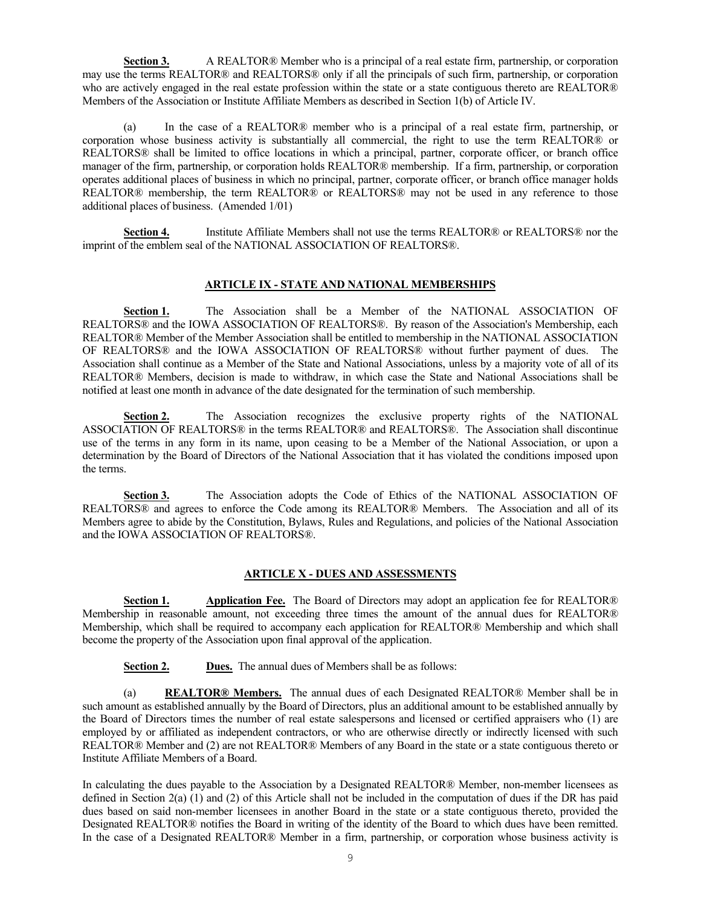**Section 3.** A REALTOR® Member who is a principal of a real estate firm, partnership, or corporation may use the terms REALTOR® and REALTORS® only if all the principals of such firm, partnership, or corporation who are actively engaged in the real estate profession within the state or a state contiguous thereto are REALTOR® Members of the Association or Institute Affiliate Members as described in Section 1(b) of Article IV.

(a) In the case of a REALTOR® member who is a principal of a real estate firm, partnership, or corporation whose business activity is substantially all commercial, the right to use the term REALTOR® or REALTORS® shall be limited to office locations in which a principal, partner, corporate officer, or branch office manager of the firm, partnership, or corporation holds REALTOR® membership. If a firm, partnership, or corporation operates additional places of business in which no principal, partner, corporate officer, or branch office manager holds REALTOR® membership, the term REALTOR® or REALTORS® may not be used in any reference to those additional places of business. (Amended 1/01)

**Section 4.** Institute Affiliate Members shall not use the terms REALTOR® or REALTORS® nor the imprint of the emblem seal of the NATIONAL ASSOCIATION OF REALTORS®.

## ARTICLE IX - STATE AND NATIONAL MEMBERSHIPS

**Section 1.** The Association shall be a Member of the NATIONAL ASSOCIATION OF REALTORS® and the IOWA ASSOCIATION OF REALTORS®. By reason of the Association's Membership, each REALTOR® Member of the Member Association shall be entitled to membership in the NATIONAL ASSOCIATION OF REALTORS® and the IOWA ASSOCIATION OF REALTORS® without further payment of dues. The Association shall continue as a Member of the State and National Associations, unless by a majority vote of all of its REALTOR® Members, decision is made to withdraw, in which case the State and National Associations shall be notified at least one month in advance of the date designated for the termination of such membership.

**Section 2.** The Association recognizes the exclusive property rights of the NATIONAL ASSOCIATION OF REALTORS® in the terms REALTOR® and REALTORS®. The Association shall discontinue use of the terms in any form in its name, upon ceasing to be a Member of the National Association, or upon a determination by the Board of Directors of the National Association that it has violated the conditions imposed upon the terms.

**Section 3.** The Association adopts the Code of Ethics of the NATIONAL ASSOCIATION OF REALTORS® and agrees to enforce the Code among its REALTOR® Members. The Association and all of its Members agree to abide by the Constitution, Bylaws, Rules and Regulations, and policies of the National Association and the IOWA ASSOCIATION OF REALTORS®.

## ARTICLE X - DUES AND ASSESSMENTS

**Section 1.** **Application Fee.** The Board of Directors may adopt an application fee for REALTOR® Membership in reasonable amount, not exceeding three times the amount of the annual dues for REALTOR® Membership, which shall be required to accompany each application for REALTOR® Membership and which shall become the property of the Association upon final approval of the application.

**Section 2.** **Dues.** The annual dues of Members shall be as follows:

(a) **REALTOR® Members.** The annual dues of each Designated REALTOR® Member shall be in such amount as established annually by the Board of Directors, plus an additional amount to be established annually by the Board of Directors times the number of real estate salespersons and licensed or certified appraisers who (1) are employed by or affiliated as independent contractors, or who are otherwise directly or indirectly licensed with such REALTOR® Member and (2) are not REALTOR® Members of any Board in the state or a state contiguous thereto or Institute Affiliate Members of a Board.

In calculating the dues payable to the Association by a Designated REALTOR® Member, non-member licensees as defined in Section 2(a) (1) and (2) of this Article shall not be included in the computation of dues if the DR has paid dues based on said non-member licensees in another Board in the state or a state contiguous thereto, provided the Designated REALTOR® notifies the Board in writing of the identity of the Board to which dues have been remitted. In the case of a Designated REALTOR® Member in a firm, partnership, or corporation whose business activity is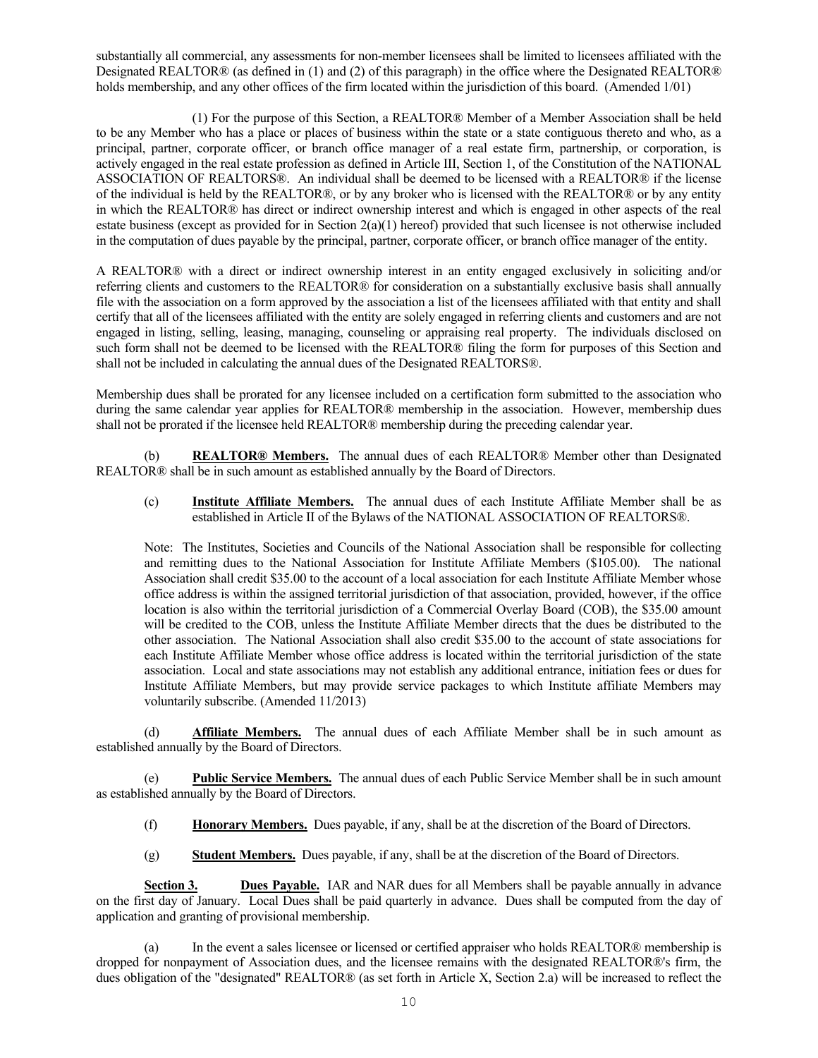substantially all commercial, any assessments for non-member licensees shall be limited to licensees affiliated with the Designated REALTOR® (as defined in (1) and (2) of this paragraph) in the office where the Designated REALTOR® holds membership, and any other offices of the firm located within the jurisdiction of this board. (Amended 1/01)

(1) For the purpose of this Section, a REALTOR® Member of a Member Association shall be held to be any Member who has a place or places of business within the state or a state contiguous thereto and who, as a principal, partner, corporate officer, or branch office manager of a real estate firm, partnership, or corporation, is actively engaged in the real estate profession as defined in Article III, Section 1, of the Constitution of the NATIONAL ASSOCIATION OF REALTORS®. An individual shall be deemed to be licensed with a REALTOR® if the license of the individual is held by the REALTOR®, or by any broker who is licensed with the REALTOR® or by any entity in which the REALTOR® has direct or indirect ownership interest and which is engaged in other aspects of the real estate business (except as provided for in Section 2(a)(1) hereof) provided that such licensee is not otherwise included in the computation of dues payable by the principal, partner, corporate officer, or branch office manager of the entity.

A REALTOR® with a direct or indirect ownership interest in an entity engaged exclusively in soliciting and/or referring clients and customers to the REALTOR® for consideration on a substantially exclusive basis shall annually file with the association on a form approved by the association a list of the licensees affiliated with that entity and shall certify that all of the licensees affiliated with the entity are solely engaged in referring clients and customers and are not engaged in listing, selling, leasing, managing, counseling or appraising real property. The individuals disclosed on such form shall not be deemed to be licensed with the REALTOR® filing the form for purposes of this Section and shall not be included in calculating the annual dues of the Designated REALTORS®.

Membership dues shall be prorated for any licensee included on a certification form submitted to the association who during the same calendar year applies for REALTOR® membership in the association. However, membership dues shall not be prorated if the licensee held REALTOR® membership during the preceding calendar year.

(b) **REALTOR® Members.** The annual dues of each REALTOR® Member other than Designated REALTOR® shall be in such amount as established annually by the Board of Directors.

(c) **Institute Affiliate Members.** The annual dues of each Institute Affiliate Member shall be as established in Article II of the Bylaws of the NATIONAL ASSOCIATION OF REALTORS®.

Note: The Institutes, Societies and Councils of the National Association shall be responsible for collecting and remitting dues to the National Association for Institute Affiliate Members ($105.00). The national Association shall credit $35.00 to the account of a local association for each Institute Affiliate Member whose office address is within the assigned territorial jurisdiction of that association, provided, however, if the office location is also within the territorial jurisdiction of a Commercial Overlay Board (COB), the $35.00 amount will be credited to the COB, unless the Institute Affiliate Member directs that the dues be distributed to the other association. The National Association shall also credit $35.00 to the account of state associations for each Institute Affiliate Member whose office address is located within the territorial jurisdiction of the state association. Local and state associations may not establish any additional entrance, initiation fees or dues for Institute Affiliate Members, but may provide service packages to which Institute affiliate Members may voluntarily subscribe. (Amended 11/2013)

(d) **Affiliate Members.** The annual dues of each Affiliate Member shall be in such amount as established annually by the Board of Directors.

(e) **Public Service Members.** The annual dues of each Public Service Member shall be in such amount as established annually by the Board of Directors.

(f) **Honorary Members.** Dues payable, if any, shall be at the discretion of the Board of Directors.

(g) **Student Members.** Dues payable, if any, shall be at the discretion of the Board of Directors.

**Section 3. Dues Payable.** IAR and NAR dues for all Members shall be payable annually in advance on the first day of January. Local Dues shall be paid quarterly in advance. Dues shall be computed from the day of application and granting of provisional membership.

(a) In the event a sales licensee or licensed or certified appraiser who holds REALTOR® membership is dropped for nonpayment of Association dues, and the licensee remains with the designated REALTOR®'s firm, the dues obligation of the "designated" REALTOR® (as set forth in Article X, Section 2.a) will be increased to reflect the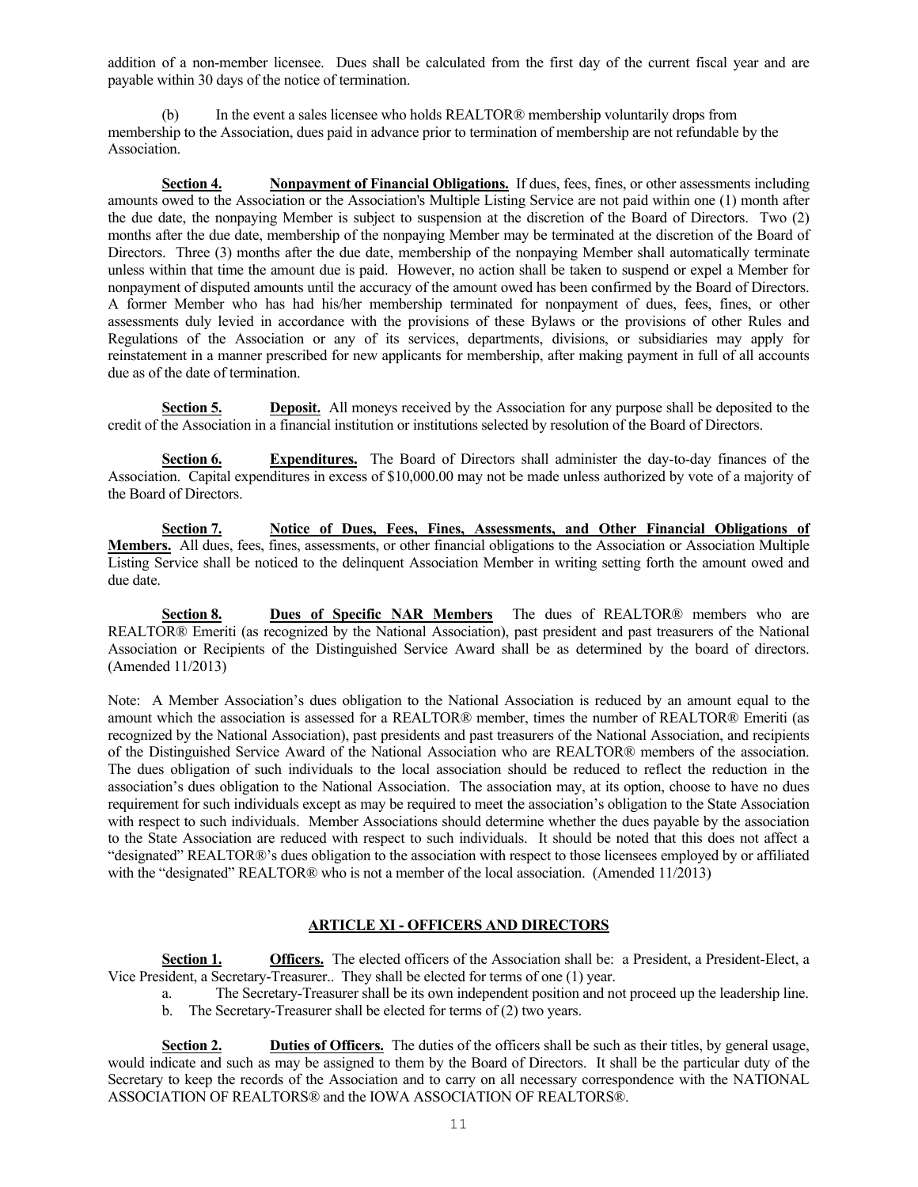addition of a non-member licensee. Dues shall be calculated from the first day of the current fiscal year and are payable within 30 days of the notice of termination.

(b) In the event a sales licensee who holds REALTOR® membership voluntarily drops from membership to the Association, dues paid in advance prior to termination of membership are not refundable by the Association.

**Section 4.** **Nonpayment of Financial Obligations.** If dues, fees, fines, or other assessments including amounts owed to the Association or the Association's Multiple Listing Service are not paid within one (1) month after the due date, the nonpaying Member is subject to suspension at the discretion of the Board of Directors. Two (2) months after the due date, membership of the nonpaying Member may be terminated at the discretion of the Board of Directors. Three (3) months after the due date, membership of the nonpaying Member shall automatically terminate unless within that time the amount due is paid. However, no action shall be taken to suspend or expel a Member for nonpayment of disputed amounts until the accuracy of the amount owed has been confirmed by the Board of Directors. A former Member who has had his/her membership terminated for nonpayment of dues, fees, fines, or other assessments duly levied in accordance with the provisions of these Bylaws or the provisions of other Rules and Regulations of the Association or any of its services, departments, divisions, or subsidiaries may apply for reinstatement in a manner prescribed for new applicants for membership, after making payment in full of all accounts due as of the date of termination.

**Section 5.** **Deposit.** All moneys received by the Association for any purpose shall be deposited to the credit of the Association in a financial institution or institutions selected by resolution of the Board of Directors.

**Section 6.** **Expenditures.** The Board of Directors shall administer the day-to-day finances of the Association. Capital expenditures in excess of $10,000.00 may not be made unless authorized by vote of a majority of the Board of Directors.

**Section 7.** **Notice of Dues, Fees, Fines, Assessments, and Other Financial Obligations of Members.** All dues, fees, fines, assessments, or other financial obligations to the Association or Association Multiple Listing Service shall be noticed to the delinquent Association Member in writing setting forth the amount owed and due date.

**Section 8.** **Dues of Specific NAR Members** The dues of REALTOR® members who are REALTOR® Emeriti (as recognized by the National Association), past president and past treasurers of the National Association or Recipients of the Distinguished Service Award shall be as determined by the board of directors. (Amended 11/2013)

Note: A Member Association's dues obligation to the National Association is reduced by an amount equal to the amount which the association is assessed for a REALTOR® member, times the number of REALTOR® Emeriti (as recognized by the National Association), past presidents and past treasurers of the National Association, and recipients of the Distinguished Service Award of the National Association who are REALTOR® members of the association. The dues obligation of such individuals to the local association should be reduced to reflect the reduction in the association's dues obligation to the National Association. The association may, at its option, choose to have no dues requirement for such individuals except as may be required to meet the association's obligation to the State Association with respect to such individuals. Member Associations should determine whether the dues payable by the association to the State Association are reduced with respect to such individuals. It should be noted that this does not affect a "designated" REALTOR®'s dues obligation to the association with respect to those licensees employed by or affiliated with the "designated" REALTOR® who is not a member of the local association. (Amended 11/2013)

## ARTICLE XI - OFFICERS AND DIRECTORS

**Section 1.** **Officers.** The elected officers of the Association shall be: a President, a President-Elect, a Vice President, a Secretary-Treasurer.. They shall be elected for terms of one (1) year.

a. The Secretary-Treasurer shall be its own independent position and not proceed up the leadership line.
b. The Secretary-Treasurer shall be elected for terms of (2) two years.

**Section 2.** **Duties of Officers.** The duties of the officers shall be such as their titles, by general usage, would indicate and such as may be assigned to them by the Board of Directors. It shall be the particular duty of the Secretary to keep the records of the Association and to carry on all necessary correspondence with the NATIONAL ASSOCIATION OF REALTORS® and the IOWA ASSOCIATION OF REALTORS®.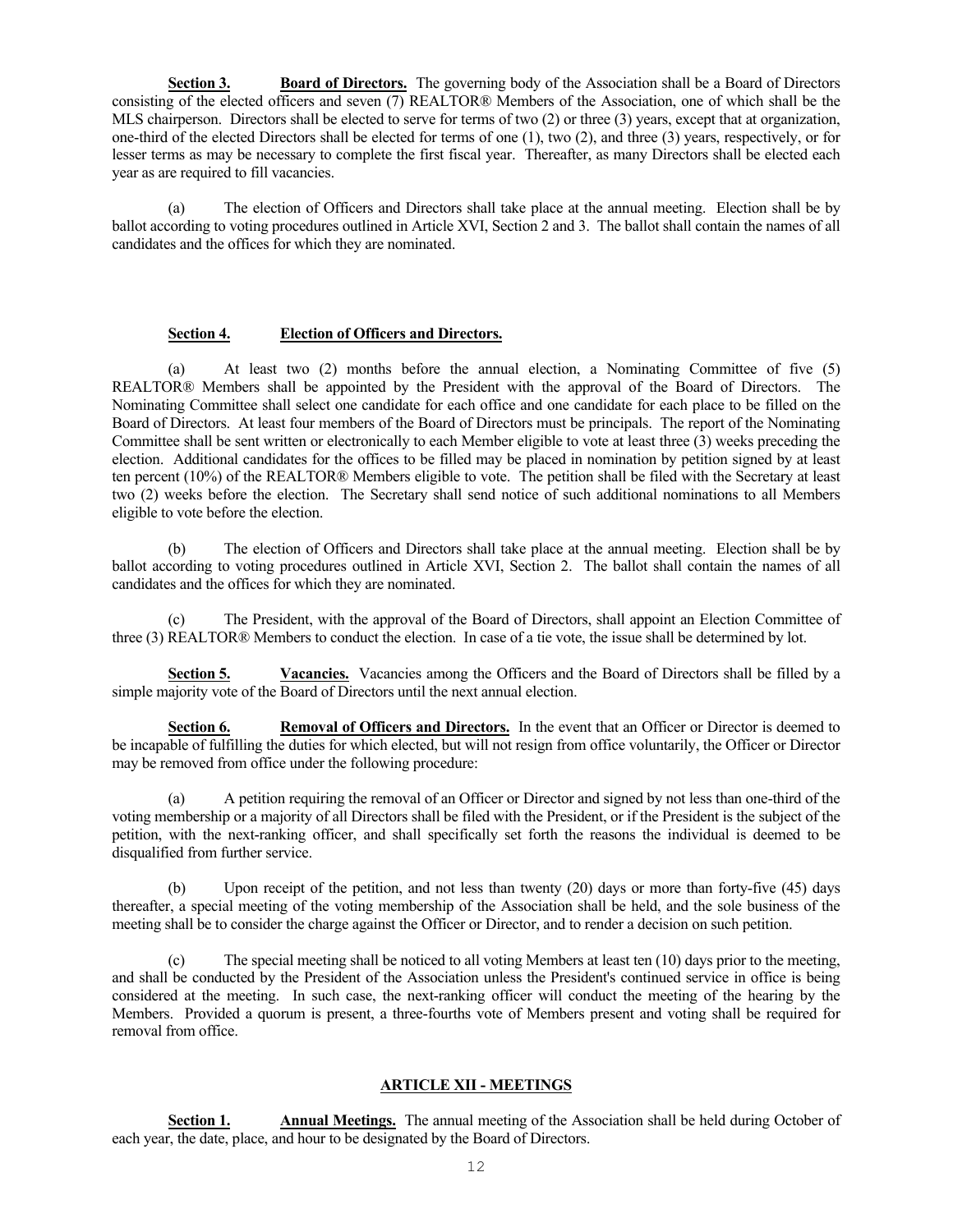**Section 3.** **Board of Directors.** The governing body of the Association shall be a Board of Directors consisting of the elected officers and seven (7) REALTOR® Members of the Association, one of which shall be the MLS chairperson. Directors shall be elected to serve for terms of two (2) or three (3) years, except that at organization, one-third of the elected Directors shall be elected for terms of one (1), two (2), and three (3) years, respectively, or for lesser terms as may be necessary to complete the first fiscal year. Thereafter, as many Directors shall be elected each year as are required to fill vacancies.

(a) The election of Officers and Directors shall take place at the annual meeting. Election shall be by ballot according to voting procedures outlined in Article XVI, Section 2 and 3. The ballot shall contain the names of all candidates and the offices for which they are nominated.

**Section 4.** **Election of Officers and Directors.**

(a) At least two (2) months before the annual election, a Nominating Committee of five (5) REALTOR® Members shall be appointed by the President with the approval of the Board of Directors. The Nominating Committee shall select one candidate for each office and one candidate for each place to be filled on the Board of Directors. At least four members of the Board of Directors must be principals. The report of the Nominating Committee shall be sent written or electronically to each Member eligible to vote at least three (3) weeks preceding the election. Additional candidates for the offices to be filled may be placed in nomination by petition signed by at least ten percent (10%) of the REALTOR® Members eligible to vote. The petition shall be filed with the Secretary at least two (2) weeks before the election. The Secretary shall send notice of such additional nominations to all Members eligible to vote before the election.

(b) The election of Officers and Directors shall take place at the annual meeting. Election shall be by ballot according to voting procedures outlined in Article XVI, Section 2. The ballot shall contain the names of all candidates and the offices for which they are nominated.

(c) The President, with the approval of the Board of Directors, shall appoint an Election Committee of three (3) REALTOR® Members to conduct the election. In case of a tie vote, the issue shall be determined by lot.

**Section 5.** **Vacancies.** Vacancies among the Officers and the Board of Directors shall be filled by a simple majority vote of the Board of Directors until the next annual election.

**Section 6.** **Removal of Officers and Directors.** In the event that an Officer or Director is deemed to be incapable of fulfilling the duties for which elected, but will not resign from office voluntarily, the Officer or Director may be removed from office under the following procedure:

(a) A petition requiring the removal of an Officer or Director and signed by not less than one-third of the voting membership or a majority of all Directors shall be filed with the President, or if the President is the subject of the petition, with the next-ranking officer, and shall specifically set forth the reasons the individual is deemed to be disqualified from further service.

(b) Upon receipt of the petition, and not less than twenty (20) days or more than forty-five (45) days thereafter, a special meeting of the voting membership of the Association shall be held, and the sole business of the meeting shall be to consider the charge against the Officer or Director, and to render a decision on such petition.

(c) The special meeting shall be noticed to all voting Members at least ten (10) days prior to the meeting, and shall be conducted by the President of the Association unless the President's continued service in office is being considered at the meeting. In such case, the next-ranking officer will conduct the meeting of the hearing by the Members. Provided a quorum is present, a three-fourths vote of Members present and voting shall be required for removal from office.

## ARTICLE XII - MEETINGS

**Section 1.** **Annual Meetings.** The annual meeting of the Association shall be held during October of each year, the date, place, and hour to be designated by the Board of Directors.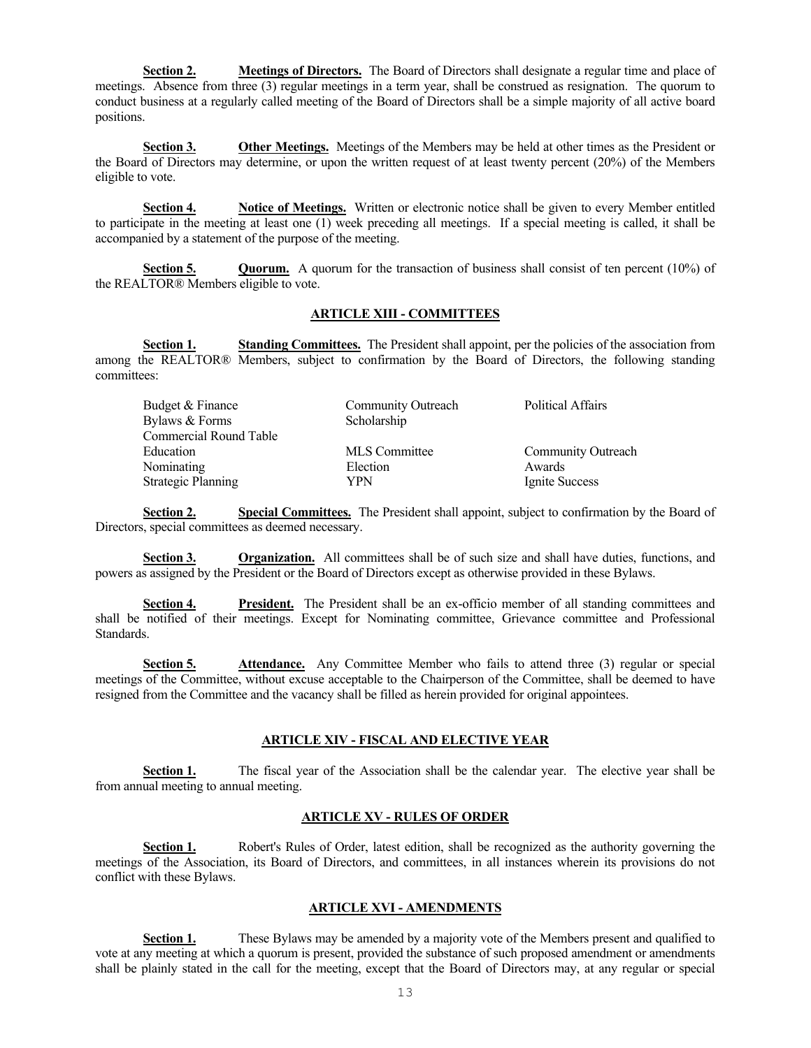**Section 2.** **Meetings of Directors.** The Board of Directors shall designate a regular time and place of meetings. Absence from three (3) regular meetings in a term year, shall be construed as resignation. The quorum to conduct business at a regularly called meeting of the Board of Directors shall be a simple majority of all active board positions.

**Section 3.** **Other Meetings.** Meetings of the Members may be held at other times as the President or the Board of Directors may determine, or upon the written request of at least twenty percent (20%) of the Members eligible to vote.

**Section 4.** **Notice of Meetings.** Written or electronic notice shall be given to every Member entitled to participate in the meeting at least one (1) week preceding all meetings. If a special meeting is called, it shall be accompanied by a statement of the purpose of the meeting.

**Section 5.** **Quorum.** A quorum for the transaction of business shall consist of ten percent (10%) of the REALTOR® Members eligible to vote.

## ARTICLE XIII - COMMITTEES

**Section 1.** **Standing Committees.** The President shall appoint, per the policies of the association from among the REALTOR® Members, subject to confirmation by the Board of Directors, the following standing committees:

| | | |
|---|---|---|
| Budget & Finance | Community Outreach | Political Affairs |
| Bylaws & Forms | Scholarship | |
| Commercial Round Table | | |
| Education | MLS Committee | Community Outreach |
| Nominating | Election | Awards |
| Strategic Planning | YPN | Ignite Success |

**Section 2.** **Special Committees.** The President shall appoint, subject to confirmation by the Board of Directors, special committees as deemed necessary.

**Section 3.** **Organization.** All committees shall be of such size and shall have duties, functions, and powers as assigned by the President or the Board of Directors except as otherwise provided in these Bylaws.

**Section 4.** **President.** The President shall be an ex-officio member of all standing committees and shall be notified of their meetings. Except for Nominating committee, Grievance committee and Professional Standards.

**Section 5.** **Attendance.** Any Committee Member who fails to attend three (3) regular or special meetings of the Committee, without excuse acceptable to the Chairperson of the Committee, shall be deemed to have resigned from the Committee and the vacancy shall be filled as herein provided for original appointees.

## ARTICLE XIV - FISCAL AND ELECTIVE YEAR

**Section 1.** The fiscal year of the Association shall be the calendar year. The elective year shall be from annual meeting to annual meeting.

## ARTICLE XV - RULES OF ORDER

**Section 1.** Robert's Rules of Order, latest edition, shall be recognized as the authority governing the meetings of the Association, its Board of Directors, and committees, in all instances wherein its provisions do not conflict with these Bylaws.

## ARTICLE XVI - AMENDMENTS

**Section 1.** These Bylaws may be amended by a majority vote of the Members present and qualified to vote at any meeting at which a quorum is present, provided the substance of such proposed amendment or amendments shall be plainly stated in the call for the meeting, except that the Board of Directors may, at any regular or special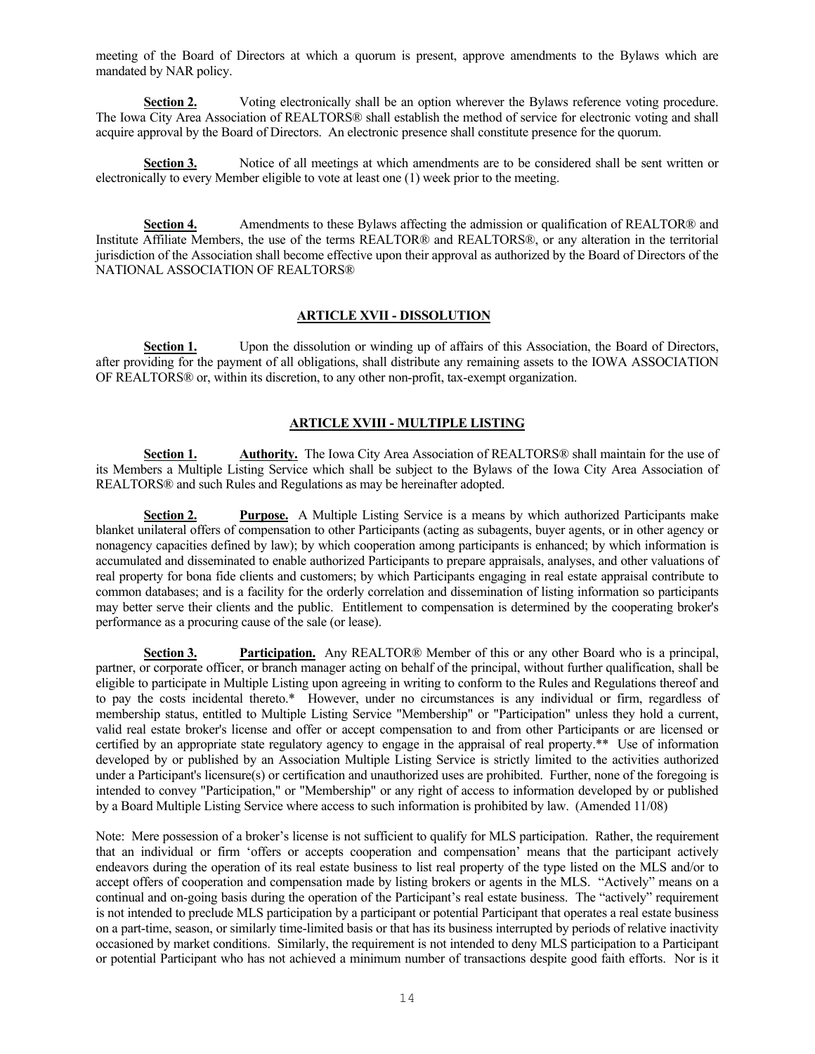meeting of the Board of Directors at which a quorum is present, approve amendments to the Bylaws which are mandated by NAR policy.

**Section 2.** Voting electronically shall be an option wherever the Bylaws reference voting procedure. The Iowa City Area Association of REALTORS® shall establish the method of service for electronic voting and shall acquire approval by the Board of Directors. An electronic presence shall constitute presence for the quorum.

**Section 3.** Notice of all meetings at which amendments are to be considered shall be sent written or electronically to every Member eligible to vote at least one (1) week prior to the meeting.

**Section 4.** Amendments to these Bylaws affecting the admission or qualification of REALTOR® and Institute Affiliate Members, the use of the terms REALTOR® and REALTORS®, or any alteration in the territorial jurisdiction of the Association shall become effective upon their approval as authorized by the Board of Directors of the NATIONAL ASSOCIATION OF REALTORS®

## ARTICLE XVII - DISSOLUTION

**Section 1.** Upon the dissolution or winding up of affairs of this Association, the Board of Directors, after providing for the payment of all obligations, shall distribute any remaining assets to the IOWA ASSOCIATION OF REALTORS® or, within its discretion, to any other non-profit, tax-exempt organization.

## ARTICLE XVIII - MULTIPLE LISTING

**Section 1.** **Authority.** The Iowa City Area Association of REALTORS® shall maintain for the use of its Members a Multiple Listing Service which shall be subject to the Bylaws of the Iowa City Area Association of REALTORS® and such Rules and Regulations as may be hereinafter adopted.

**Section 2.** **Purpose.** A Multiple Listing Service is a means by which authorized Participants make blanket unilateral offers of compensation to other Participants (acting as subagents, buyer agents, or in other agency or nonagency capacities defined by law); by which cooperation among participants is enhanced; by which information is accumulated and disseminated to enable authorized Participants to prepare appraisals, analyses, and other valuations of real property for bona fide clients and customers; by which Participants engaging in real estate appraisal contribute to common databases; and is a facility for the orderly correlation and dissemination of listing information so participants may better serve their clients and the public. Entitlement to compensation is determined by the cooperating broker's performance as a procuring cause of the sale (or lease).

**Section 3.** **Participation.** Any REALTOR® Member of this or any other Board who is a principal, partner, or corporate officer, or branch manager acting on behalf of the principal, without further qualification, shall be eligible to participate in Multiple Listing upon agreeing in writing to conform to the Rules and Regulations thereof and to pay the costs incidental thereto.* However, under no circumstances is any individual or firm, regardless of membership status, entitled to Multiple Listing Service "Membership" or "Participation" unless they hold a current, valid real estate broker's license and offer or accept compensation to and from other Participants or are licensed or certified by an appropriate state regulatory agency to engage in the appraisal of real property.** Use of information developed by or published by an Association Multiple Listing Service is strictly limited to the activities authorized under a Participant's licensure(s) or certification and unauthorized uses are prohibited. Further, none of the foregoing is intended to convey "Participation," or "Membership" or any right of access to information developed by or published by a Board Multiple Listing Service where access to such information is prohibited by law. (Amended 11/08)

Note: Mere possession of a broker's license is not sufficient to qualify for MLS participation. Rather, the requirement that an individual or firm 'offers or accepts cooperation and compensation' means that the participant actively endeavors during the operation of its real estate business to list real property of the type listed on the MLS and/or to accept offers of cooperation and compensation made by listing brokers or agents in the MLS. "Actively" means on a continual and on-going basis during the operation of the Participant's real estate business. The "actively" requirement is not intended to preclude MLS participation by a participant or potential Participant that operates a real estate business on a part-time, season, or similarly time-limited basis or that has its business interrupted by periods of relative inactivity occasioned by market conditions. Similarly, the requirement is not intended to deny MLS participation to a Participant or potential Participant who has not achieved a minimum number of transactions despite good faith efforts. Nor is it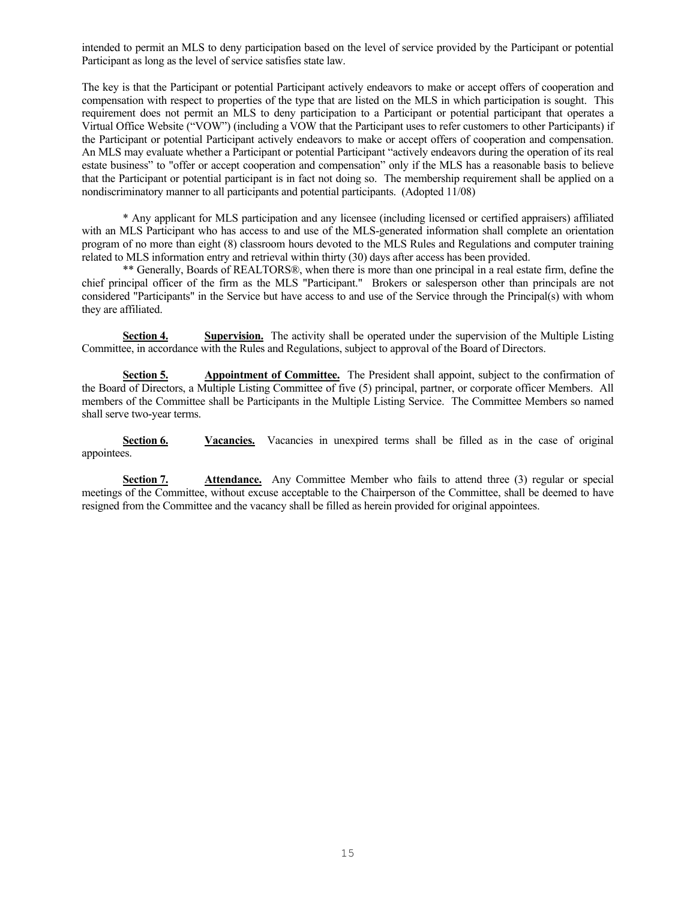intended to permit an MLS to deny participation based on the level of service provided by the Participant or potential Participant as long as the level of service satisfies state law.

The key is that the Participant or potential Participant actively endeavors to make or accept offers of cooperation and compensation with respect to properties of the type that are listed on the MLS in which participation is sought. This requirement does not permit an MLS to deny participation to a Participant or potential participant that operates a Virtual Office Website ("VOW") (including a VOW that the Participant uses to refer customers to other Participants) if the Participant or potential Participant actively endeavors to make or accept offers of cooperation and compensation. An MLS may evaluate whether a Participant or potential Participant "actively endeavors during the operation of its real estate business" to "offer or accept cooperation and compensation" only if the MLS has a reasonable basis to believe that the Participant or potential participant is in fact not doing so. The membership requirement shall be applied on a nondiscriminatory manner to all participants and potential participants. (Adopted 11/08)

\* Any applicant for MLS participation and any licensee (including licensed or certified appraisers) affiliated with an MLS Participant who has access to and use of the MLS-generated information shall complete an orientation program of no more than eight (8) classroom hours devoted to the MLS Rules and Regulations and computer training related to MLS information entry and retrieval within thirty (30) days after access has been provided.

\** Generally, Boards of REALTORS®, when there is more than one principal in a real estate firm, define the chief principal officer of the firm as the MLS "Participant." Brokers or salesperson other than principals are not considered "Participants" in the Service but have access to and use of the Service through the Principal(s) with whom they are affiliated.

**Section 4. Supervision.** The activity shall be operated under the supervision of the Multiple Listing Committee, in accordance with the Rules and Regulations, subject to approval of the Board of Directors.

**Section 5. Appointment of Committee.** The President shall appoint, subject to the confirmation of the Board of Directors, a Multiple Listing Committee of five (5) principal, partner, or corporate officer Members. All members of the Committee shall be Participants in the Multiple Listing Service. The Committee Members so named shall serve two-year terms.

**Section 6. Vacancies.** Vacancies in unexpired terms shall be filled as in the case of original appointees.

**Section 7. Attendance.** Any Committee Member who fails to attend three (3) regular or special meetings of the Committee, without excuse acceptable to the Chairperson of the Committee, shall be deemed to have resigned from the Committee and the vacancy shall be filled as herein provided for original appointees.